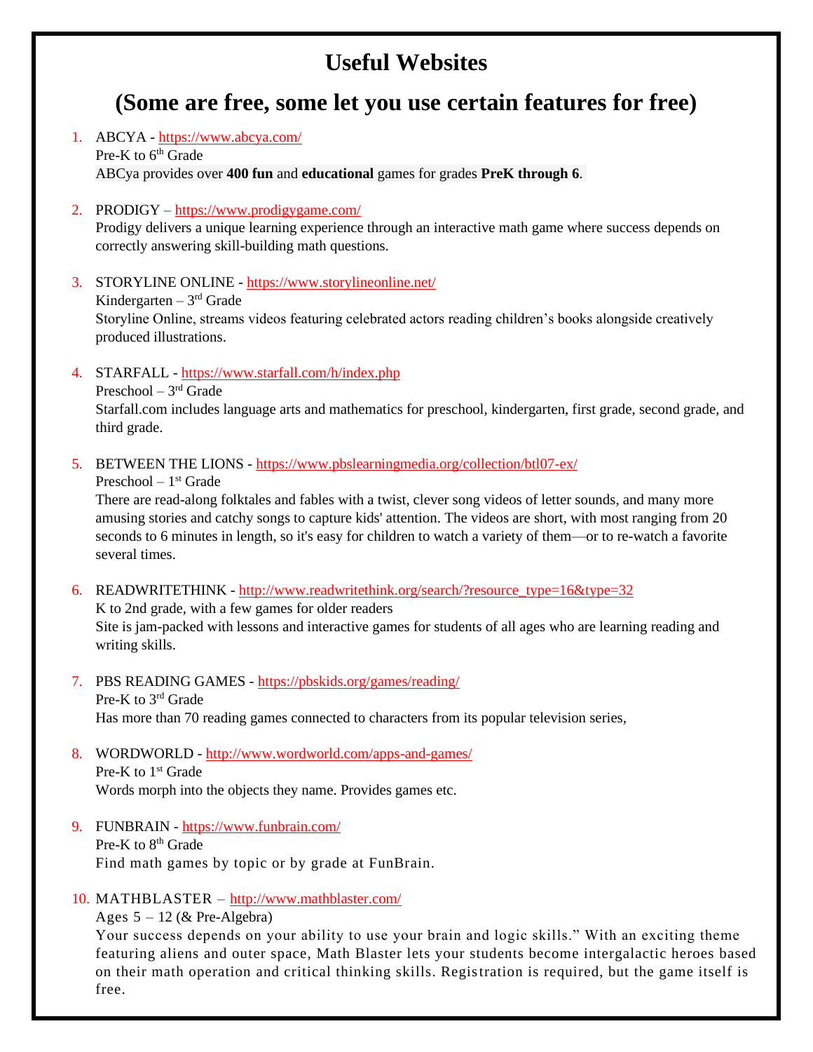# Useful Websites

## (Some are free, some let you use certain features for free)

1. ABCYA - https://www.abcya.com/
   Pre-K to 6th Grade
   ABCya provides over **400 fun** and **educational** games for grades **PreK through 6**.

2. PRODIGY – https://www.prodigygame.com/
   Prodigy delivers a unique learning experience through an interactive math game where success depends on correctly answering skill-building math questions.

3. STORYLINE ONLINE - https://www.storylineonline.net/
   Kindergarten – 3rd Grade
   Storyline Online, streams videos featuring celebrated actors reading children's books alongside creatively produced illustrations.

4. STARFALL - https://www.starfall.com/h/index.php
   Preschool – 3rd Grade
   Starfall.com includes language arts and mathematics for preschool, kindergarten, first grade, second grade, and third grade.

5. BETWEEN THE LIONS - https://www.pbslearningmedia.org/collection/btl07-ex/
   Preschool – 1st Grade
   There are read-along folktales and fables with a twist, clever song videos of letter sounds, and many more amusing stories and catchy songs to capture kids' attention. The videos are short, with most ranging from 20 seconds to 6 minutes in length, so it's easy for children to watch a variety of them—or to re-watch a favorite several times.

6. READWRITETHINK - http://www.readwritethink.org/search/?resource_type=16&type=32
   K to 2nd grade, with a few games for older readers
   Site is jam-packed with lessons and interactive games for students of all ages who are learning reading and writing skills.

7. PBS READING GAMES - https://pbskids.org/games/reading/
   Pre-K to 3rd Grade
   Has more than 70 reading games connected to characters from its popular television series,

8. WORDWORLD - http://www.wordworld.com/apps-and-games/
   Pre-K to 1st Grade
   Words morph into the objects they name. Provides games etc.

9. FUNBRAIN - https://www.funbrain.com/
   Pre-K to 8th Grade
   Find math games by topic or by grade at FunBrain.

10. MATHBLASTER – http://www.mathblaster.com/
    Ages 5 – 12 (& Pre-Algebra)
    Your success depends on your ability to use your brain and logic skills." With an exciting theme featuring aliens and outer space, Math Blaster lets your students become intergalactic heroes based on their math operation and critical thinking skills. Registration is required, but the game itself is free.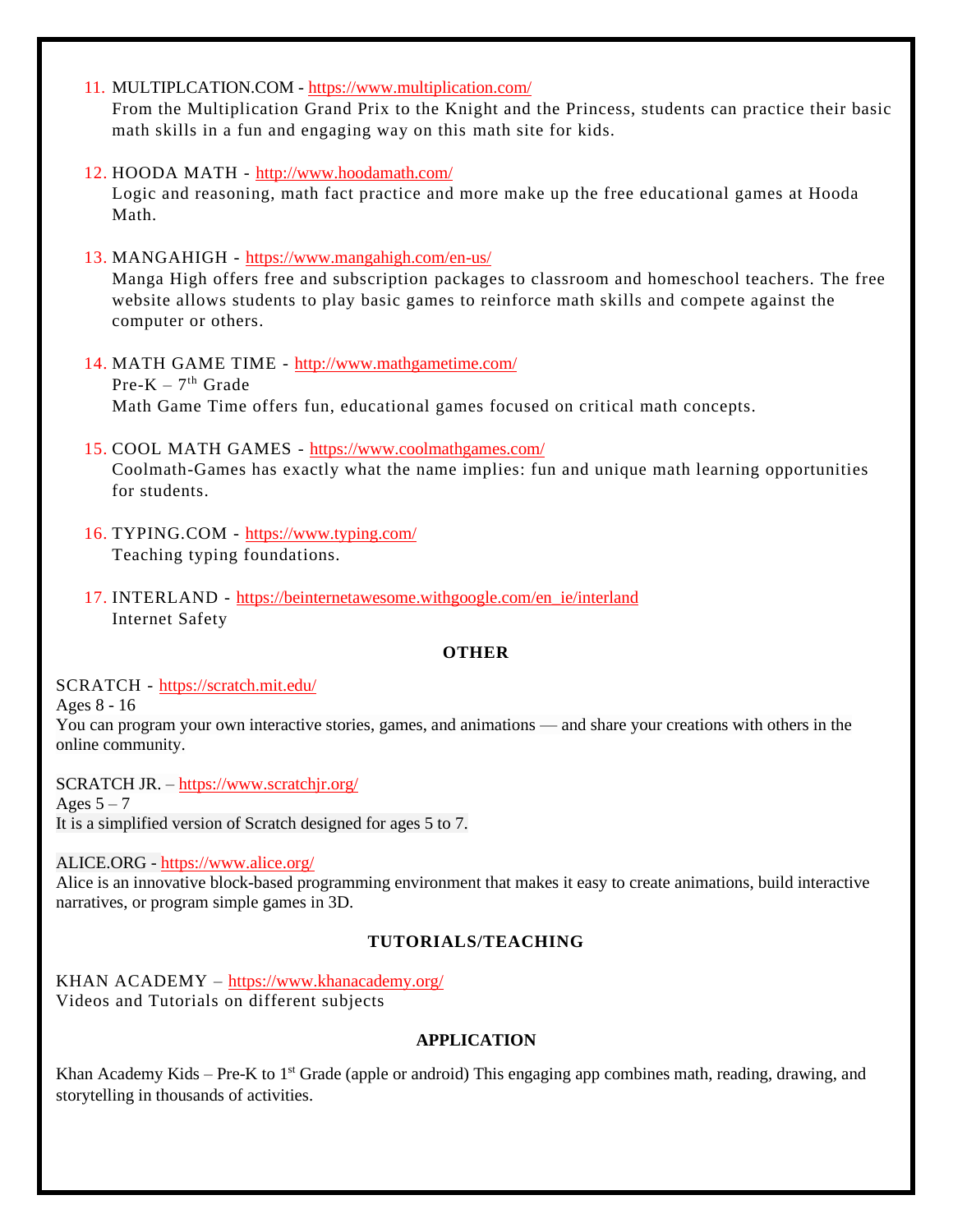11. MULTIPLCATION.COM - https://www.multiplication.com/
    From the Multiplication Grand Prix to the Knight and the Princess, students can practice their basic math skills in a fun and engaging way on this math site for kids.

12. HOODA MATH - http://www.hoodamath.com/
    Logic and reasoning, math fact practice and more make up the free educational games at Hooda Math.

13. MANGAHIGH - https://www.mangahigh.com/en-us/
    Manga High offers free and subscription packages to classroom and homeschool teachers. The free website allows students to play basic games to reinforce math skills and compete against the computer or others.

14. MATH GAME TIME - http://www.mathgametime.com/
    Pre-K – 7th Grade
    Math Game Time offers fun, educational games focused on critical math concepts.

15. COOL MATH GAMES - https://www.coolmathgames.com/
    Coolmath-Games has exactly what the name implies: fun and unique math learning opportunities for students.

16. TYPING.COM - https://www.typing.com/
    Teaching typing foundations.

17. INTERLAND - https://beinternetawesome.withgoogle.com/en_ie/interland
    Internet Safety

## OTHER

SCRATCH - https://scratch.mit.edu/
Ages 8 - 16
You can program your own interactive stories, games, and animations — and share your creations with others in the online community.

SCRATCH JR. – https://www.scratchjr.org/
Ages 5 – 7
It is a simplified version of Scratch designed for ages 5 to 7.

ALICE.ORG - https://www.alice.org/
Alice is an innovative block-based programming environment that makes it easy to create animations, build interactive narratives, or program simple games in 3D.

## TUTORIALS/TEACHING

KHAN ACADEMY – https://www.khanacademy.org/
Videos and Tutorials on different subjects

## APPLICATION

Khan Academy Kids – Pre-K to 1st Grade (apple or android) This engaging app combines math, reading, drawing, and storytelling in thousands of activities.